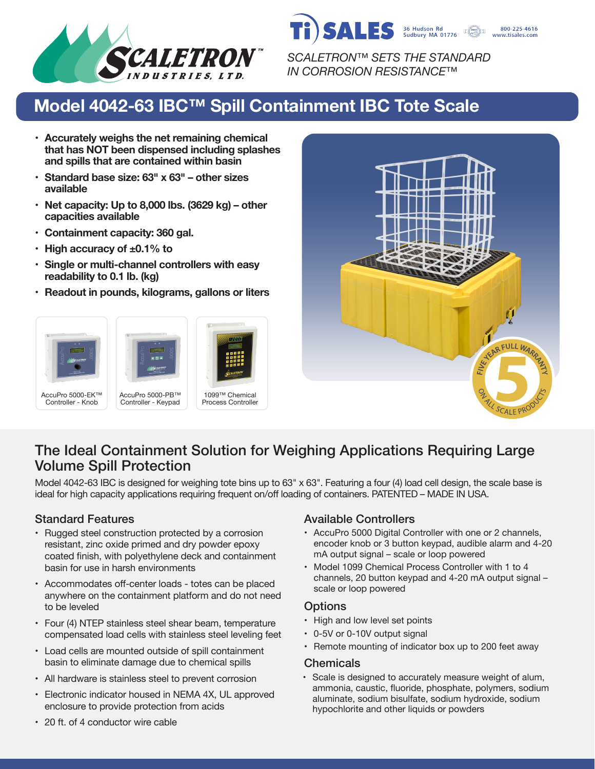SCALETRON™ INDUSTRIES, LTD.

Ti SALES 36 Hudson Rd Sudbury MA 01776 800-225-4616 www.tisales.com

*SCALETRON™ SETS THE STANDARD IN CORROSION RESISTANCE™*

# Model 4042-63 IBC™ Spill Containment IBC Tote Scale

- **Accurately weighs the net remaining chemical that has NOT been dispensed including splashes and spills that are contained within basin**
- **Standard base size: 63" x 63" – other sizes available**
- **Net capacity: Up to 8,000 lbs. (3629 kg) – other capacities available**
- **Containment capacity: 360 gal.**
- **High accuracy of ±0.1% to**
- **Single or multi-channel controllers with easy readability to 0.1 lb. (kg)**
- **Readout in pounds, kilograms, gallons or liters**

AccuPro 5000-EK™ Controller - Knob

AccuPro 5000-PB™ Controller - Keypad

1099™ Chemical Process Controller

FIVE YEAR FULL WARRANTY 5 ON ALL SCALE PRODUCTS

## The Ideal Containment Solution for Weighing Applications Requiring Large Volume Spill Protection

Model 4042-63 IBC is designed for weighing tote bins up to 63" x 63". Featuring a four (4) load cell design, the scale base is ideal for high capacity applications requiring frequent on/off loading of containers. PATENTED – MADE IN USA.

### Standard Features

- Rugged steel construction protected by a corrosion resistant, zinc oxide primed and dry powder epoxy coated finish, with polyethylene deck and containment basin for use in harsh environments
- Accommodates off-center loads - totes can be placed anywhere on the containment platform and do not need to be leveled
- Four (4) NTEP stainless steel shear beam, temperature compensated load cells with stainless steel leveling feet
- Load cells are mounted outside of spill containment basin to eliminate damage due to chemical spills
- All hardware is stainless steel to prevent corrosion
- Electronic indicator housed in NEMA 4X, UL approved enclosure to provide protection from acids
- 20 ft. of 4 conductor wire cable

### Available Controllers

- AccuPro 5000 Digital Controller with one or 2 channels, encoder knob or 3 button keypad, audible alarm and 4-20 mA output signal – scale or loop powered
- Model 1099 Chemical Process Controller with 1 to 4 channels, 20 button keypad and 4-20 mA output signal – scale or loop powered

### Options

- High and low level set points
- 0-5V or 0-10V output signal
- Remote mounting of indicator box up to 200 feet away

### Chemicals

- Scale is designed to accurately measure weight of alum, ammonia, caustic, fluoride, phosphate, polymers, sodium aluminate, sodium bisulfate, sodium hydroxide, sodium hypochlorite and other liquids or powders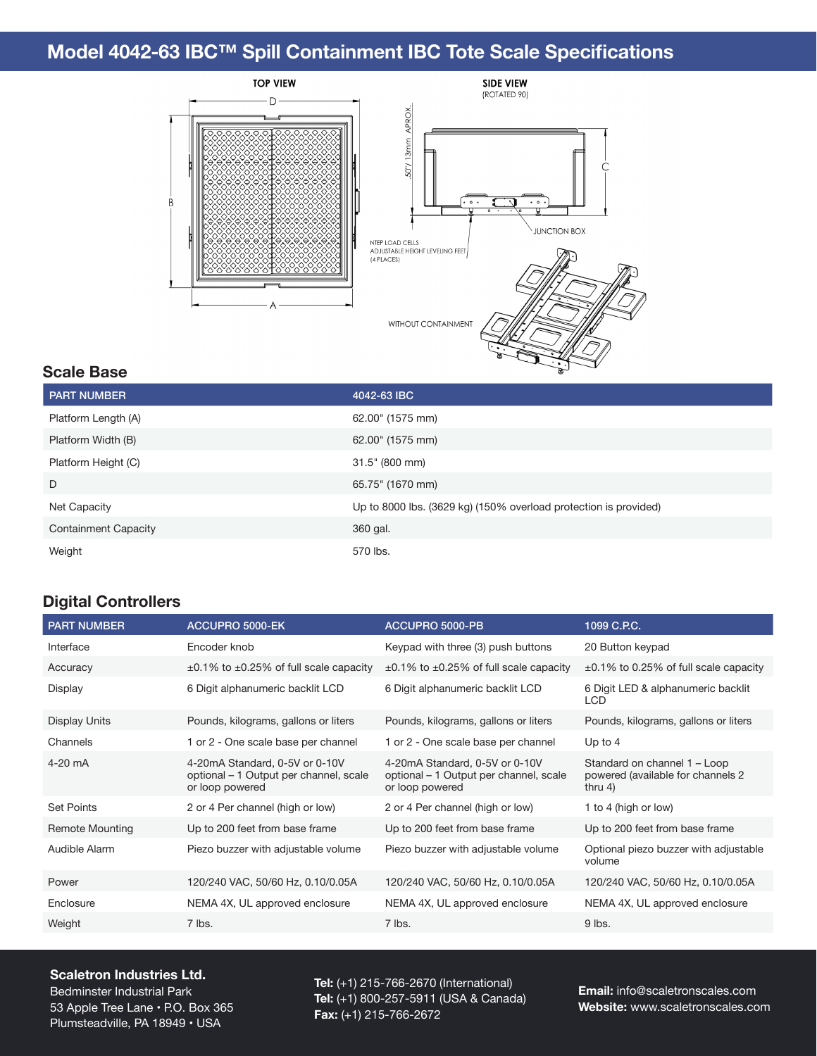# Model 4042-63 IBC™ Spill Containment IBC Tote Scale Specifications

TOP VIEW

D

B

A

SIDE VIEW
(ROTATED 90)

.50"/ 13mm APROX.

C

NTEP LOAD CELLS
ADJUSTABLE HEIGHT LEVELING FEET
(4 PLACES)

JUNCTION BOX

WITHOUT CONTAINMENT

## Scale Base

| PART NUMBER | 4042-63 IBC |
|---|---|
| Platform Length (A) | 62.00" (1575 mm) |
| Platform Width (B) | 62.00" (1575 mm) |
| Platform Height (C) | 31.5" (800 mm) |
| D | 65.75" (1670 mm) |
| Net Capacity | Up to 8000 lbs. (3629 kg) (150% overload protection is provided) |
| Containment Capacity | 360 gal. |
| Weight | 570 lbs. |

## Digital Controllers

| PART NUMBER | ACCUPRO 5000-EK | ACCUPRO 5000-PB | 1099 C.P.C. |
|---|---|---|---|
| Interface | Encoder knob | Keypad with three (3) push buttons | 20 Button keypad |
| Accuracy | ±0.1% to ±0.25% of full scale capacity | ±0.1% to ±0.25% of full scale capacity | ±0.1% to 0.25% of full scale capacity |
| Display | 6 Digit alphanumeric backlit LCD | 6 Digit alphanumeric backlit LCD | 6 Digit LED & alphanumeric backlit LCD |
| Display Units | Pounds, kilograms, gallons or liters | Pounds, kilograms, gallons or liters | Pounds, kilograms, gallons or liters |
| Channels | 1 or 2 - One scale base per channel | 1 or 2 - One scale base per channel | Up to 4 |
| 4-20 mA | 4-20mA Standard, 0-5V or 0-10V optional – 1 Output per channel, scale or loop powered | 4-20mA Standard, 0-5V or 0-10V optional – 1 Output per channel, scale or loop powered | Standard on channel 1 – Loop powered (available for channels 2 thru 4) |
| Set Points | 2 or 4 Per channel (high or low) | 2 or 4 Per channel (high or low) | 1 to 4 (high or low) |
| Remote Mounting | Up to 200 feet from base frame | Up to 200 feet from base frame | Up to 200 feet from base frame |
| Audible Alarm | Piezo buzzer with adjustable volume | Piezo buzzer with adjustable volume | Optional piezo buzzer with adjustable volume |
| Power | 120/240 VAC, 50/60 Hz, 0.10/0.05A | 120/240 VAC, 50/60 Hz, 0.10/0.05A | 120/240 VAC, 50/60 Hz, 0.10/0.05A |
| Enclosure | NEMA 4X, UL approved enclosure | NEMA 4X, UL approved enclosure | NEMA 4X, UL approved enclosure |
| Weight | 7 lbs. | 7 lbs. | 9 lbs. |

**Scaletron Industries Ltd.**
Bedminster Industrial Park
53 Apple Tree Lane • P.O. Box 365
Plumsteadville, PA 18949 • USA

**Tel:** (+1) 215-766-2670 (International)
**Tel:** (+1) 800-257-5911 (USA & Canada)
**Fax:** (+1) 215-766-2672

**Email:** info@scaletronscales.com
**Website:** www.scaletronscales.com